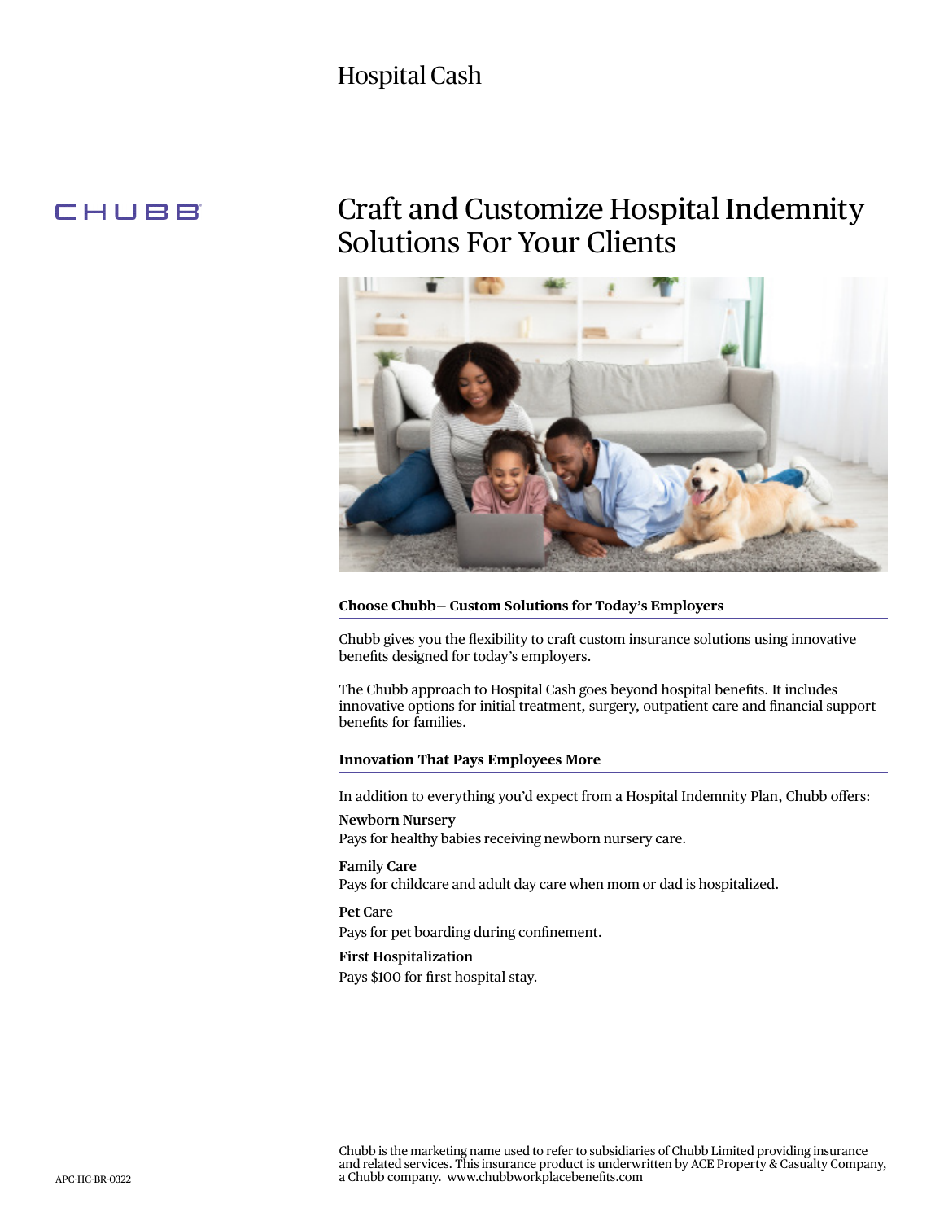# Hospital Cash

CHUBB

## Craft and Customize Hospital Indemnity Solutions For Your Clients

### Choose Chubb– Custom Solutions for Today's Employers

Chubb gives you the flexibility to craft custom insurance solutions using innovative benefits designed for today's employers.

The Chubb approach to Hospital Cash goes beyond hospital benefits. It includes innovative options for initial treatment, surgery, outpatient care and financial support benefits for families.

### Innovation That Pays Employees More

In addition to everything you'd expect from a Hospital Indemnity Plan, Chubb offers:

**Newborn Nursery**
Pays for healthy babies receiving newborn nursery care.

**Family Care**
Pays for childcare and adult day care when mom or dad is hospitalized.

**Pet Care**
Pays for pet boarding during confinement.

**First Hospitalization**
Pays $100 for first hospital stay.

APC-HC-BR-0322

Chubb is the marketing name used to refer to subsidiaries of Chubb Limited providing insurance and related services. This insurance product is underwritten by ACE Property & Casualty Company, a Chubb company. www.chubbworkplacebenefits.com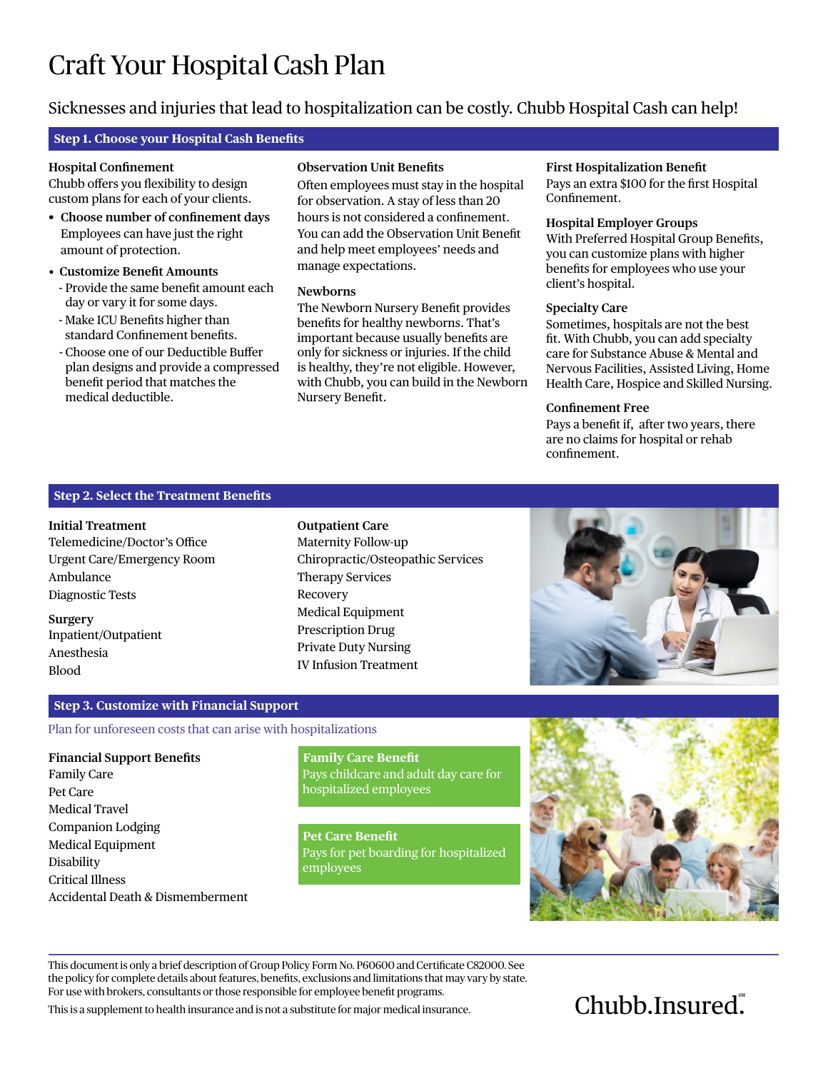# Craft Your Hospital Cash Plan

Sicknesses and injuries that lead to hospitalization can be costly. Chubb Hospital Cash can help!

## Step 1. Choose your Hospital Cash Benefits

### Hospital Confinement

Chubb offers you flexibility to design custom plans for each of your clients.

- **Choose number of confinement days**
  Employees can have just the right amount of protection.
- **Customize Benefit Amounts**
  - Provide the same benefit amount each day or vary it for some days.
  - Make ICU Benefits higher than standard Confinement benefits.
  - Choose one of our Deductible Buffer plan designs and provide a compressed benefit period that matches the medical deductible.

### Observation Unit Benefits

Often employees must stay in the hospital for observation. A stay of less than 20 hours is not considered a confinement. You can add the Observation Unit Benefit and help meet employees' needs and manage expectations.

### Newborns

The Newborn Nursery Benefit provides benefits for healthy newborns. That's important because usually benefits are only for sickness or injuries. If the child is healthy, they're not eligible. However, with Chubb, you can build in the Newborn Nursery Benefit.

### First Hospitalization Benefit

Pays an extra $100 for the first Hospital Confinement.

### Hospital Employer Groups

With Preferred Hospital Group Benefits, you can customize plans with higher benefits for employees who use your client's hospital.

### Specialty Care

Sometimes, hospitals are not the best fit. With Chubb, you can add specialty care for Substance Abuse & Mental and Nervous Facilities, Assisted Living, Home Health Care, Hospice and Skilled Nursing.

### Confinement Free

Pays a benefit if, after two years, there are no claims for hospital or rehab confinement.

## Step 2. Select the Treatment Benefits

### Initial Treatment

Telemedicine/Doctor's Office
Urgent Care/Emergency Room
Ambulance
Diagnostic Tests

### Surgery

Inpatient/Outpatient
Anesthesia
Blood

### Outpatient Care

Maternity Follow-up
Chiropractic/Osteopathic Services
Therapy Services
Recovery
Medical Equipment
Prescription Drug
Private Duty Nursing
IV Infusion Treatment

## Step 3. Customize with Financial Support

Plan for unforeseen costs that can arise with hospitalizations

### Financial Support Benefits

Family Care
Pet Care
Medical Travel
Companion Lodging
Medical Equipment
Disability
Critical Illness
Accidental Death & Dismemberment

**Family Care Benefit**
Pays childcare and adult day care for hospitalized employees

**Pet Care Benefit**
Pays for pet boarding for hospitalized employees

---

This document is only a brief description of Group Policy Form No. P60600 and Certificate C82000. See the policy for complete details about features, benefits, exclusions and limitations that may vary by state. For use with brokers, consultants or those responsible for employee benefit programs.

This is a supplement to health insurance and is not a substitute for major medical insurance.

Chubb.Insured.℠